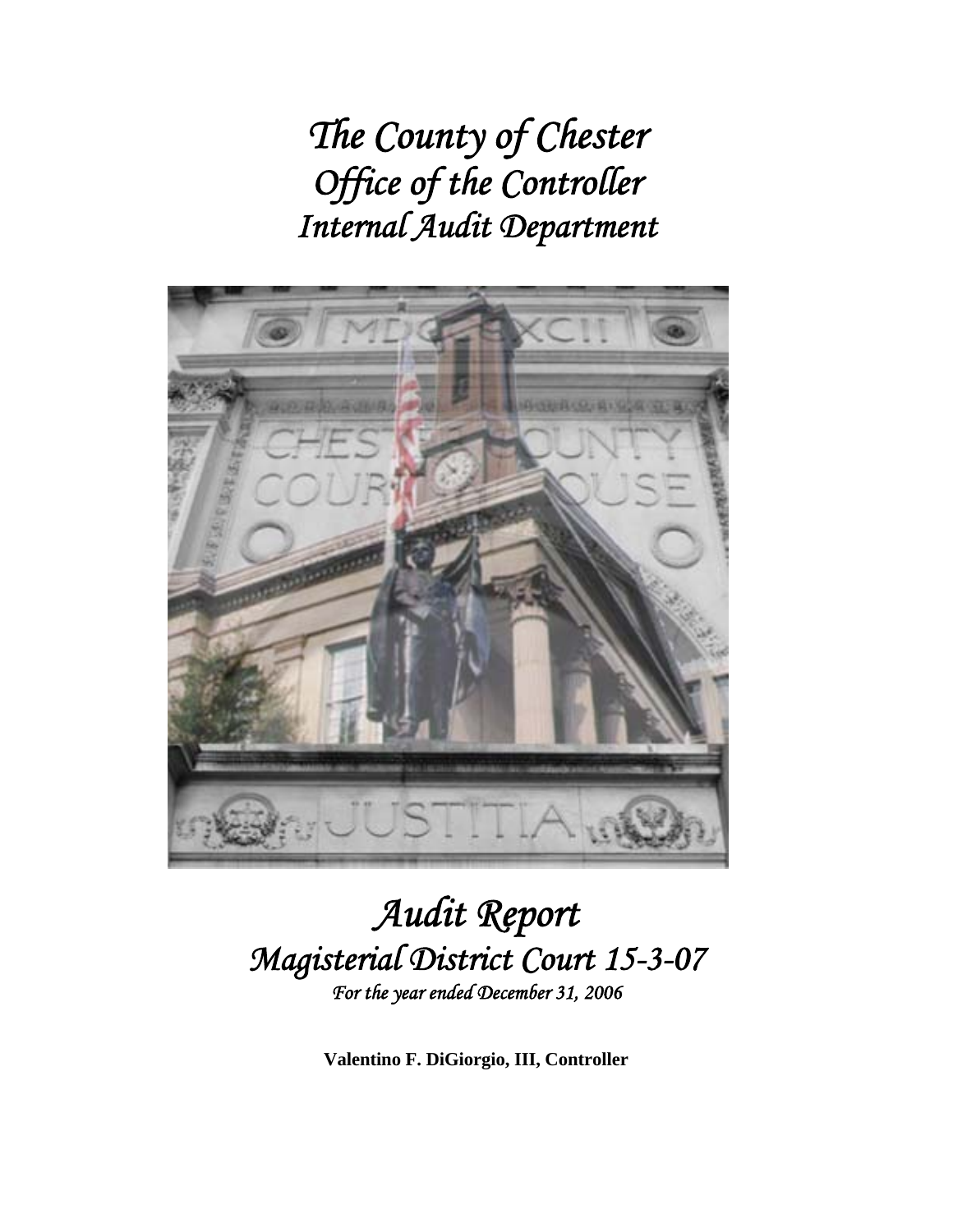# *The County of Chester*
# *Office of the Controller*
# *Internal Audit Department*

# *Audit Report*
## *Magisterial District Court 15-3-07*
*For the year ended December 31, 2006*

**Valentino F. DiGiorgio, III, Controller**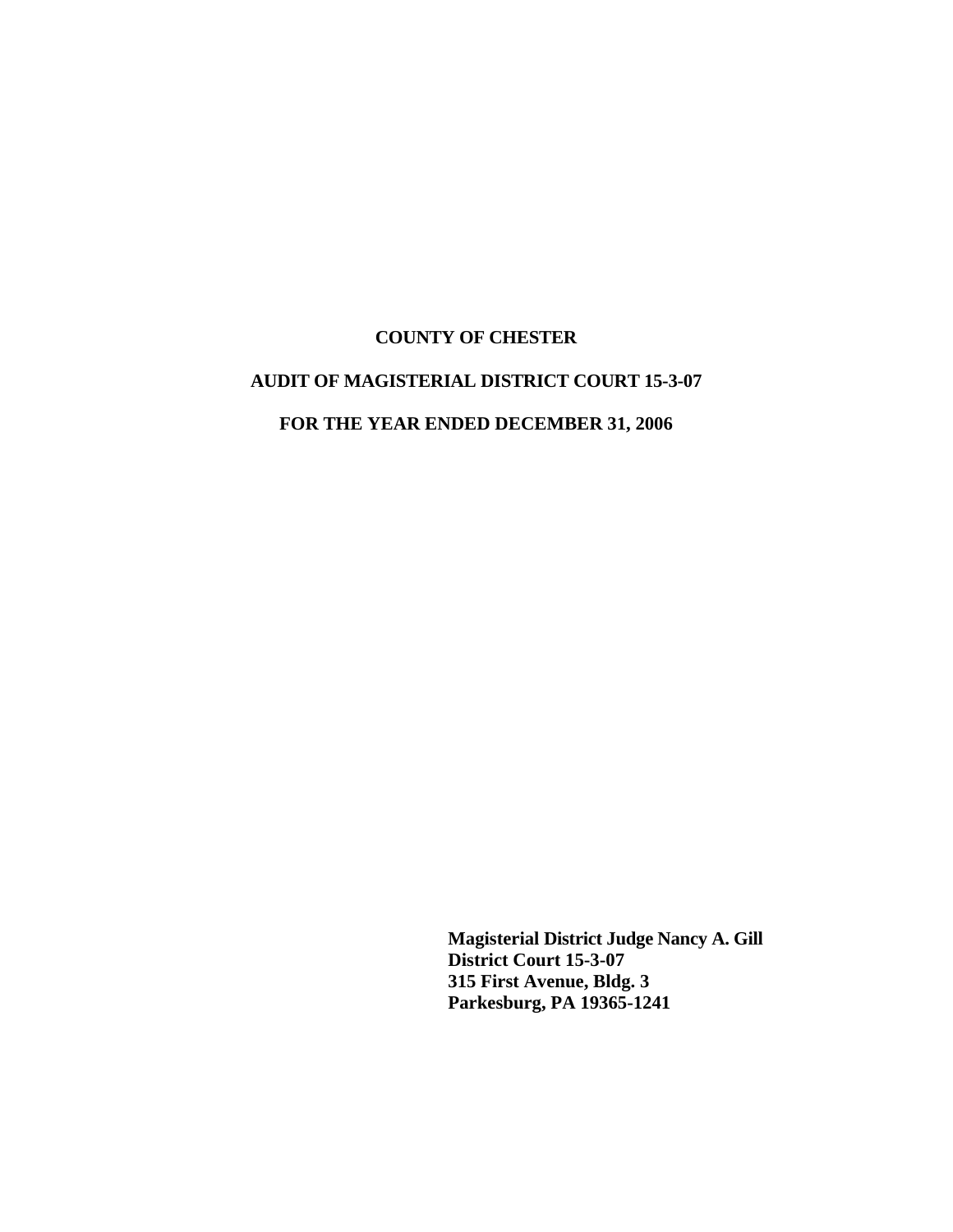**COUNTY OF CHESTER**

**AUDIT OF MAGISTERIAL DISTRICT COURT 15-3-07**

**FOR THE YEAR ENDED DECEMBER 31, 2006**

**Magisterial District Judge Nancy A. Gill**
**District Court 15-3-07**
**315 First Avenue, Bldg. 3**
**Parkesburg, PA 19365-1241**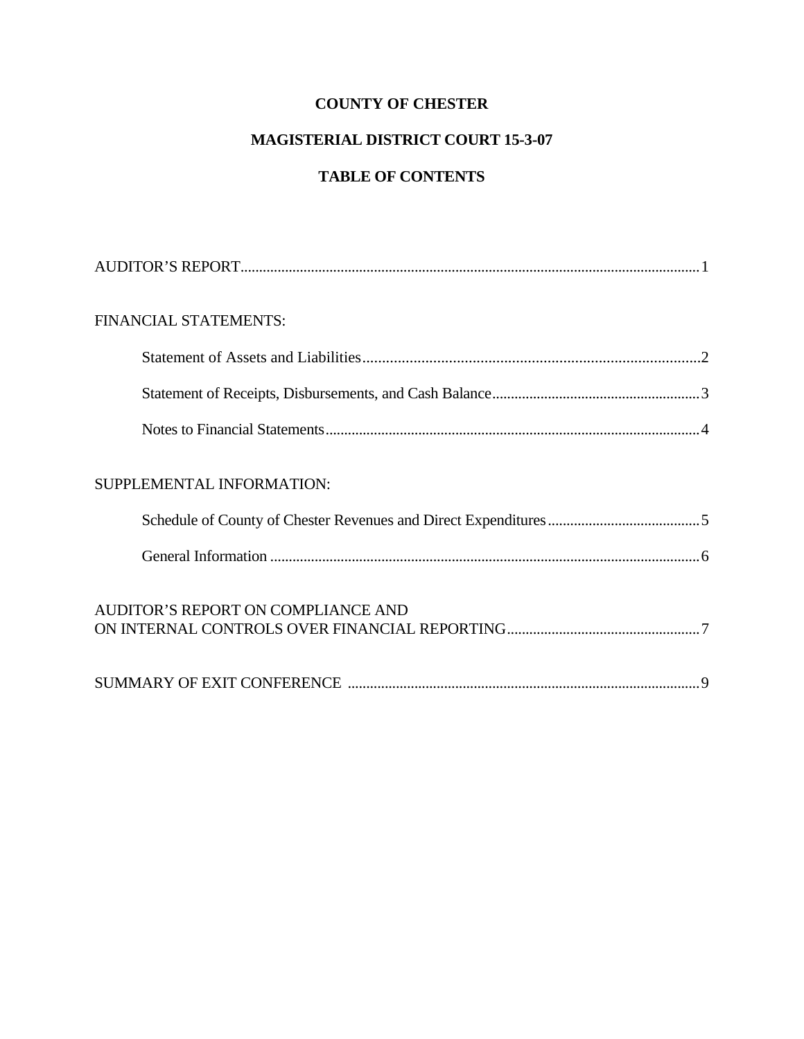# COUNTY OF CHESTER

## MAGISTERIAL DISTRICT COURT 15-3-07

## TABLE OF CONTENTS

AUDITOR'S REPORT ..... 1

FINANCIAL STATEMENTS:

- Statement of Assets and Liabilities ..... 2
- Statement of Receipts, Disbursements, and Cash Balance ..... 3
- Notes to Financial Statements ..... 4

SUPPLEMENTAL INFORMATION:

- Schedule of County of Chester Revenues and Direct Expenditures ..... 5
- General Information ..... 6

AUDITOR'S REPORT ON COMPLIANCE AND ON INTERNAL CONTROLS OVER FINANCIAL REPORTING ..... 7

SUMMARY OF EXIT CONFERENCE ..... 9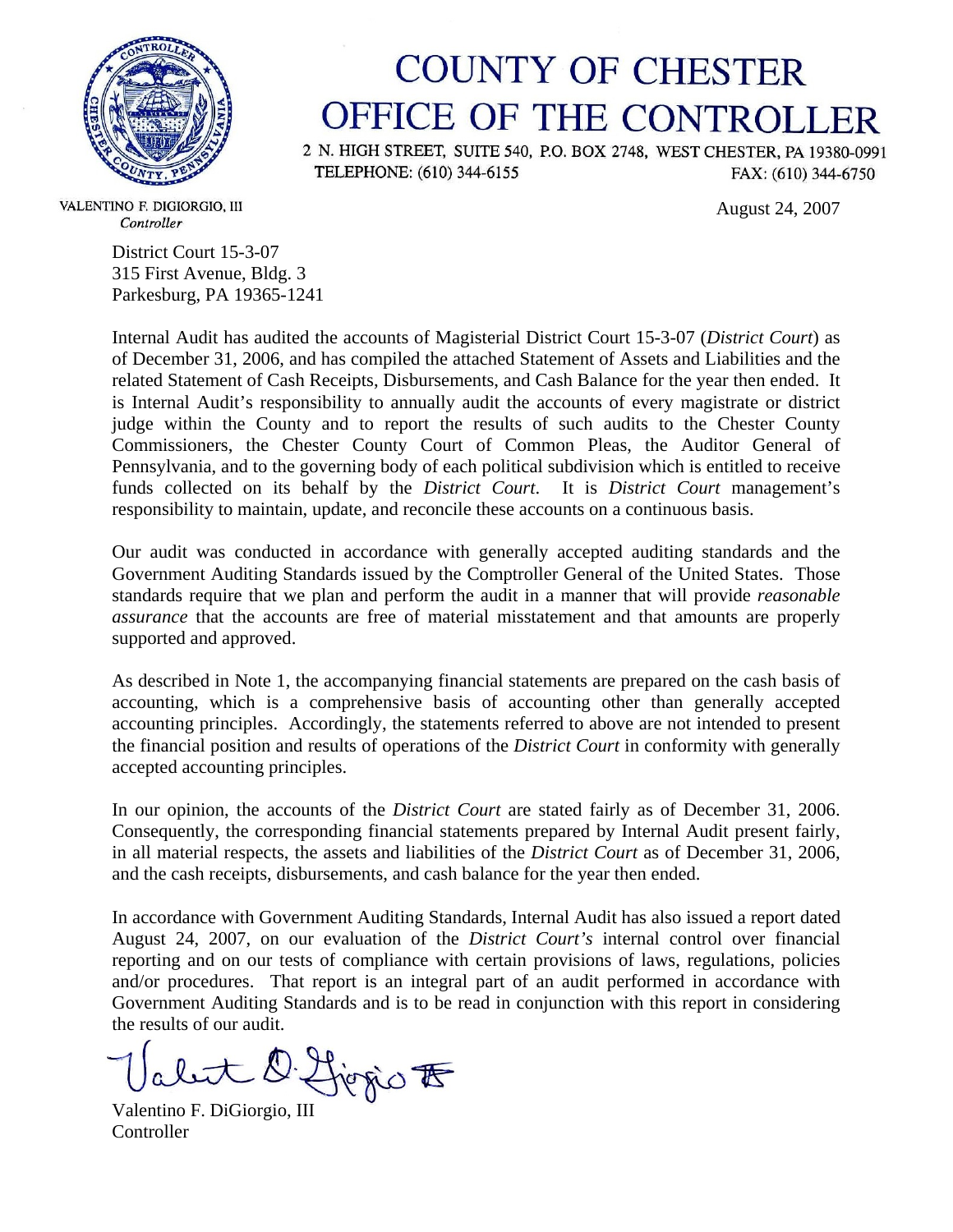# COUNTY OF CHESTER
# OFFICE OF THE CONTROLLER

2 N. HIGH STREET, SUITE 540, P.O. BOX 2748, WEST CHESTER, PA 19380-0991
TELEPHONE: (610) 344-6155 FAX: (610) 344-6750

VALENTINO F. DIGIORGIO, III
*Controller*

August 24, 2007

District Court 15-3-07
315 First Avenue, Bldg. 3
Parkesburg, PA 19365-1241

Internal Audit has audited the accounts of Magisterial District Court 15-3-07 (*District Court*) as of December 31, 2006, and has compiled the attached Statement of Assets and Liabilities and the related Statement of Cash Receipts, Disbursements, and Cash Balance for the year then ended. It is Internal Audit's responsibility to annually audit the accounts of every magistrate or district judge within the County and to report the results of such audits to the Chester County Commissioners, the Chester County Court of Common Pleas, the Auditor General of Pennsylvania, and to the governing body of each political subdivision which is entitled to receive funds collected on its behalf by the *District Court*. It is *District Court* management's responsibility to maintain, update, and reconcile these accounts on a continuous basis.

Our audit was conducted in accordance with generally accepted auditing standards and the Government Auditing Standards issued by the Comptroller General of the United States. Those standards require that we plan and perform the audit in a manner that will provide *reasonable assurance* that the accounts are free of material misstatement and that amounts are properly supported and approved.

As described in Note 1, the accompanying financial statements are prepared on the cash basis of accounting, which is a comprehensive basis of accounting other than generally accepted accounting principles. Accordingly, the statements referred to above are not intended to present the financial position and results of operations of the *District Court* in conformity with generally accepted accounting principles.

In our opinion, the accounts of the *District Court* are stated fairly as of December 31, 2006. Consequently, the corresponding financial statements prepared by Internal Audit present fairly, in all material respects, the assets and liabilities of the *District Court* as of December 31, 2006, and the cash receipts, disbursements, and cash balance for the year then ended.

In accordance with Government Auditing Standards, Internal Audit has also issued a report dated August 24, 2007, on our evaluation of the *District Court's* internal control over financial reporting and on our tests of compliance with certain provisions of laws, regulations, policies and/or procedures. That report is an integral part of an audit performed in accordance with Government Auditing Standards and is to be read in conjunction with this report in considering the results of our audit.

Valentino F. DiGiorgio, III
Controller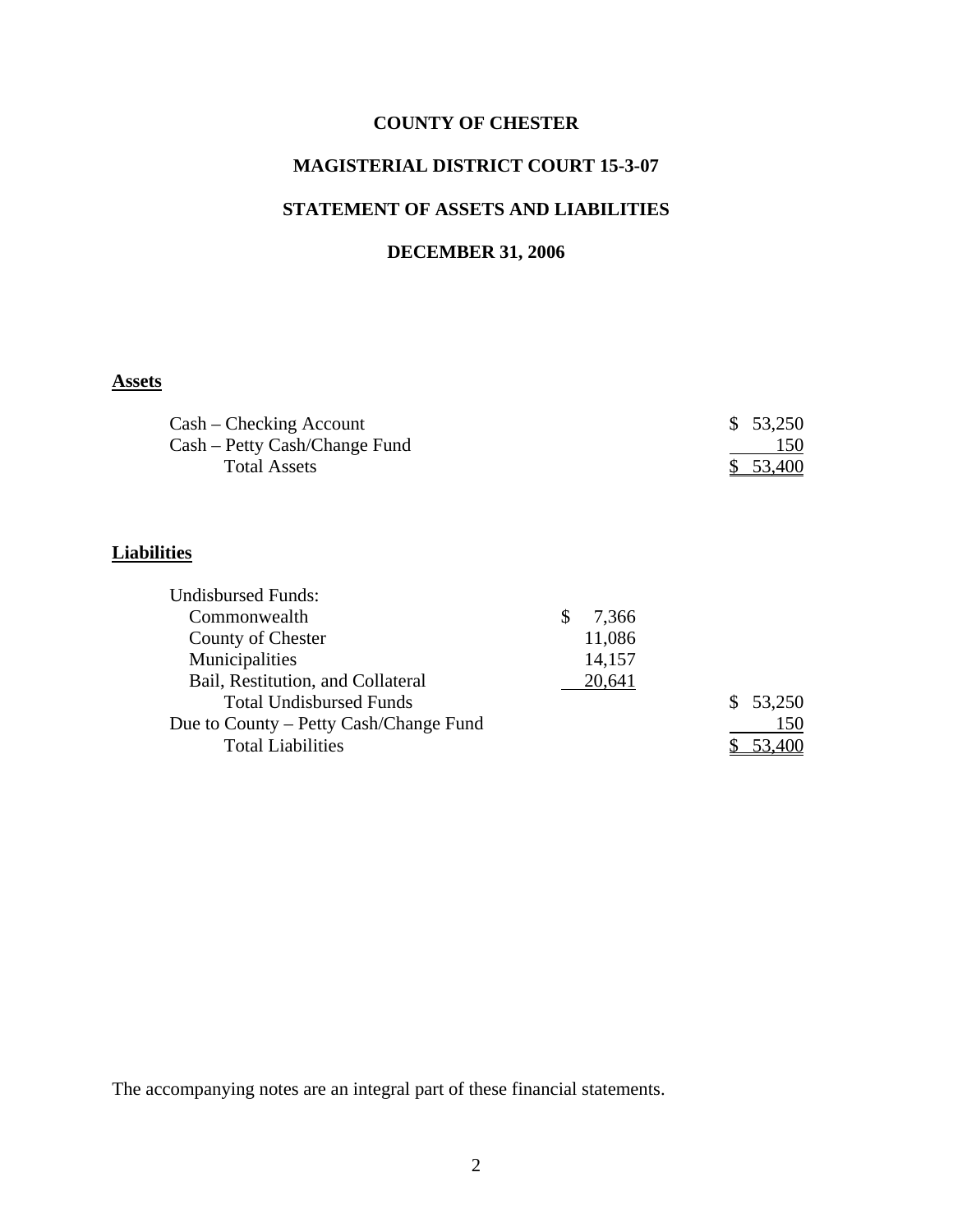# COUNTY OF CHESTER

## MAGISTERIAL DISTRICT COURT 15-3-07

## STATEMENT OF ASSETS AND LIABILITIES

## DECEMBER 31, 2006

**Assets**

| | | |
|---|---|---|
| Cash – Checking Account | | $ 53,250 |
| Cash – Petty Cash/Change Fund | | 150 |
| Total Assets | | $ 53,400 |

**Liabilities**

| | | |
|---|---|---|
| Undisbursed Funds: | | |
| Commonwealth | $ 7,366 | |
| County of Chester | 11,086 | |
| Municipalities | 14,157 | |
| Bail, Restitution, and Collateral | 20,641 | |
| Total Undisbursed Funds | | $ 53,250 |
| Due to County – Petty Cash/Change Fund | | 150 |
| Total Liabilities | | $ 53,400 |

The accompanying notes are an integral part of these financial statements.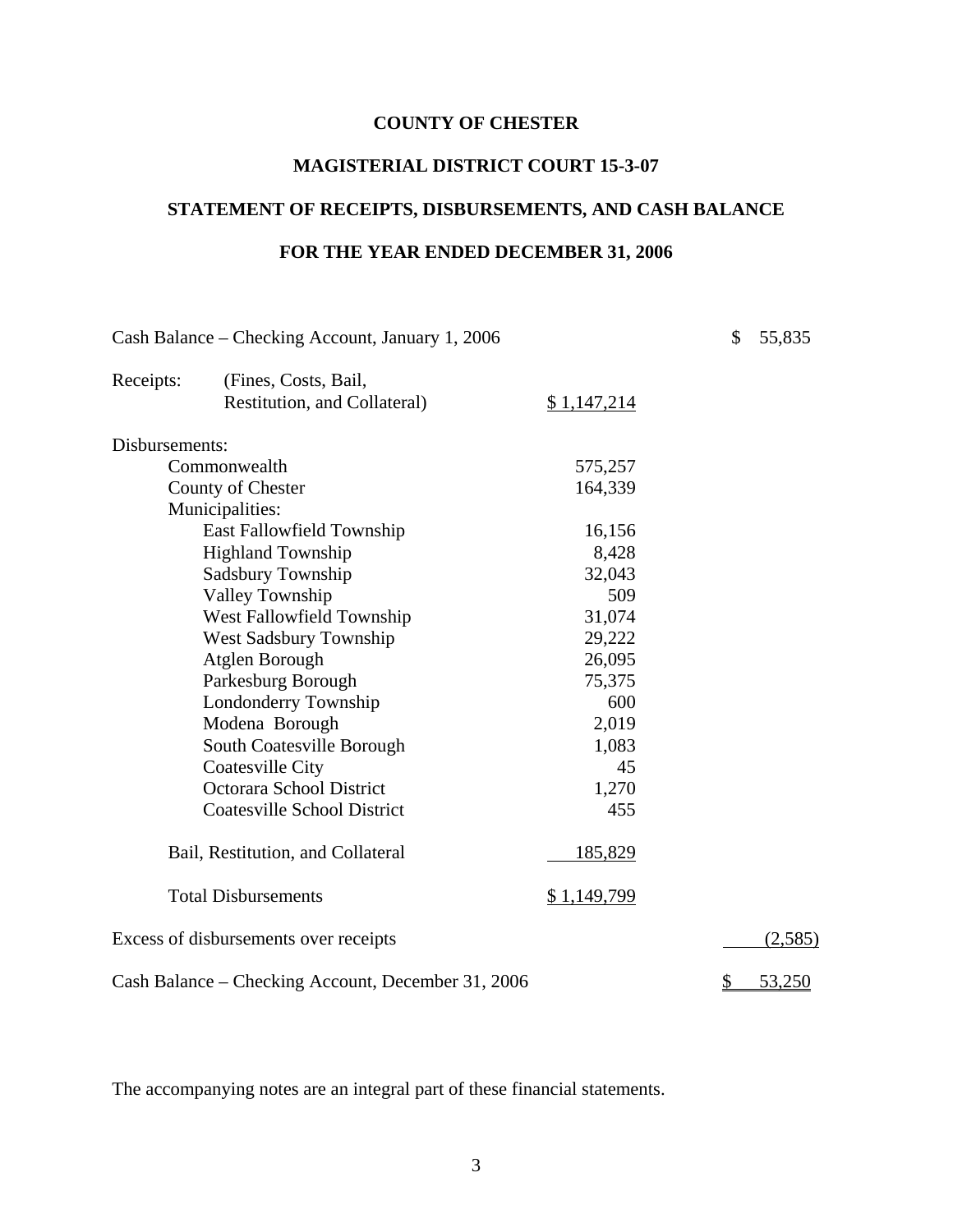**COUNTY OF CHESTER**

**MAGISTERIAL DISTRICT COURT 15-3-07**

**STATEMENT OF RECEIPTS, DISBURSEMENTS, AND CASH BALANCE**

**FOR THE YEAR ENDED DECEMBER 31, 2006**

| | | |
|---|---|---|
| Cash Balance – Checking Account, January 1, 2006 | | $ 55,835 |
| Receipts: (Fines, Costs, Bail, Restitution, and Collateral) | $ 1,147,214 | |
| Disbursements: | | |
| Commonwealth | 575,257 | |
| County of Chester | 164,339 | |
| Municipalities: | | |
| East Fallowfield Township | 16,156 | |
| Highland Township | 8,428 | |
| Sadsbury Township | 32,043 | |
| Valley Township | 509 | |
| West Fallowfield Township | 31,074 | |
| West Sadsbury Township | 29,222 | |
| Atglen Borough | 26,095 | |
| Parkesburg Borough | 75,375 | |
| Londonderry Township | 600 | |
| Modena Borough | 2,019 | |
| South Coatesville Borough | 1,083 | |
| Coatesville City | 45 | |
| Octorara School District | 1,270 | |
| Coatesville School District | 455 | |
| Bail, Restitution, and Collateral | 185,829 | |
| Total Disbursements | $ 1,149,799 | |
| Excess of disbursements over receipts | | (2,585) |
| Cash Balance – Checking Account, December 31, 2006 | | $ 53,250 |

The accompanying notes are an integral part of these financial statements.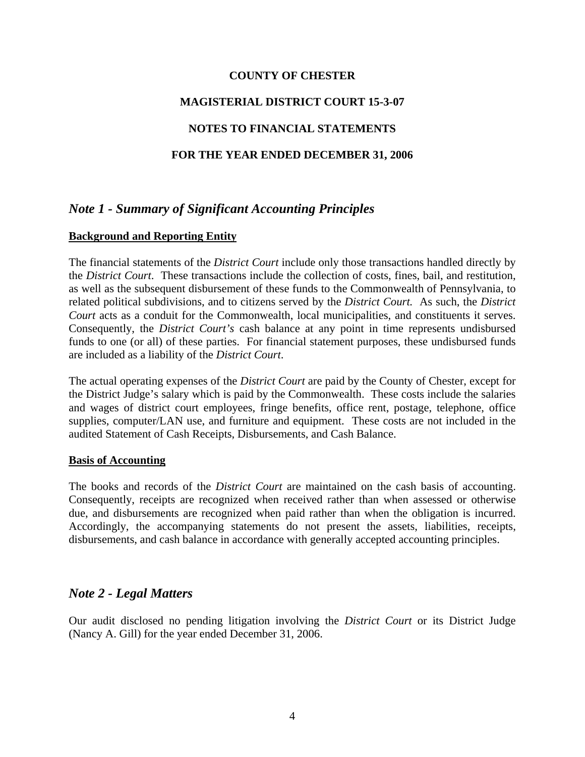**COUNTY OF CHESTER**

**MAGISTERIAL DISTRICT COURT 15-3-07**

**NOTES TO FINANCIAL STATEMENTS**

**FOR THE YEAR ENDED DECEMBER 31, 2006**

## *Note 1 - Summary of Significant Accounting Principles*

**Background and Reporting Entity**

The financial statements of the *District Court* include only those transactions handled directly by the *District Court*. These transactions include the collection of costs, fines, bail, and restitution, as well as the subsequent disbursement of these funds to the Commonwealth of Pennsylvania, to related political subdivisions, and to citizens served by the *District Court.* As such, the *District Court* acts as a conduit for the Commonwealth, local municipalities, and constituents it serves. Consequently, the *District Court's* cash balance at any point in time represents undisbursed funds to one (or all) of these parties. For financial statement purposes, these undisbursed funds are included as a liability of the *District Court*.

The actual operating expenses of the *District Court* are paid by the County of Chester, except for the District Judge's salary which is paid by the Commonwealth. These costs include the salaries and wages of district court employees, fringe benefits, office rent, postage, telephone, office supplies, computer/LAN use, and furniture and equipment. These costs are not included in the audited Statement of Cash Receipts, Disbursements, and Cash Balance.

**Basis of Accounting**

The books and records of the *District Court* are maintained on the cash basis of accounting. Consequently, receipts are recognized when received rather than when assessed or otherwise due, and disbursements are recognized when paid rather than when the obligation is incurred. Accordingly, the accompanying statements do not present the assets, liabilities, receipts, disbursements, and cash balance in accordance with generally accepted accounting principles.

## *Note 2 - Legal Matters*

Our audit disclosed no pending litigation involving the *District Court* or its District Judge (Nancy A. Gill) for the year ended December 31, 2006.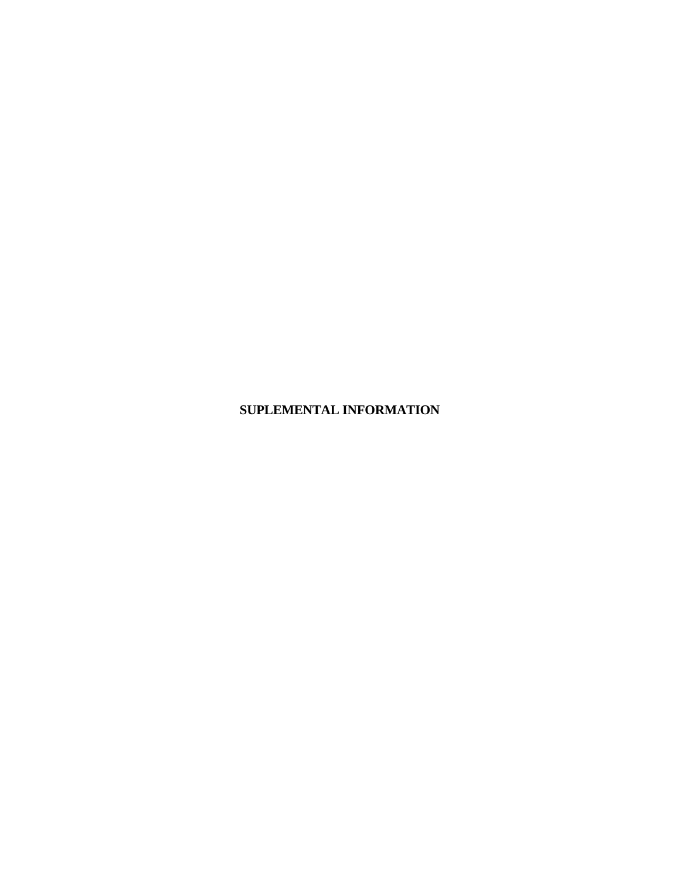**SUPLEMENTAL INFORMATION**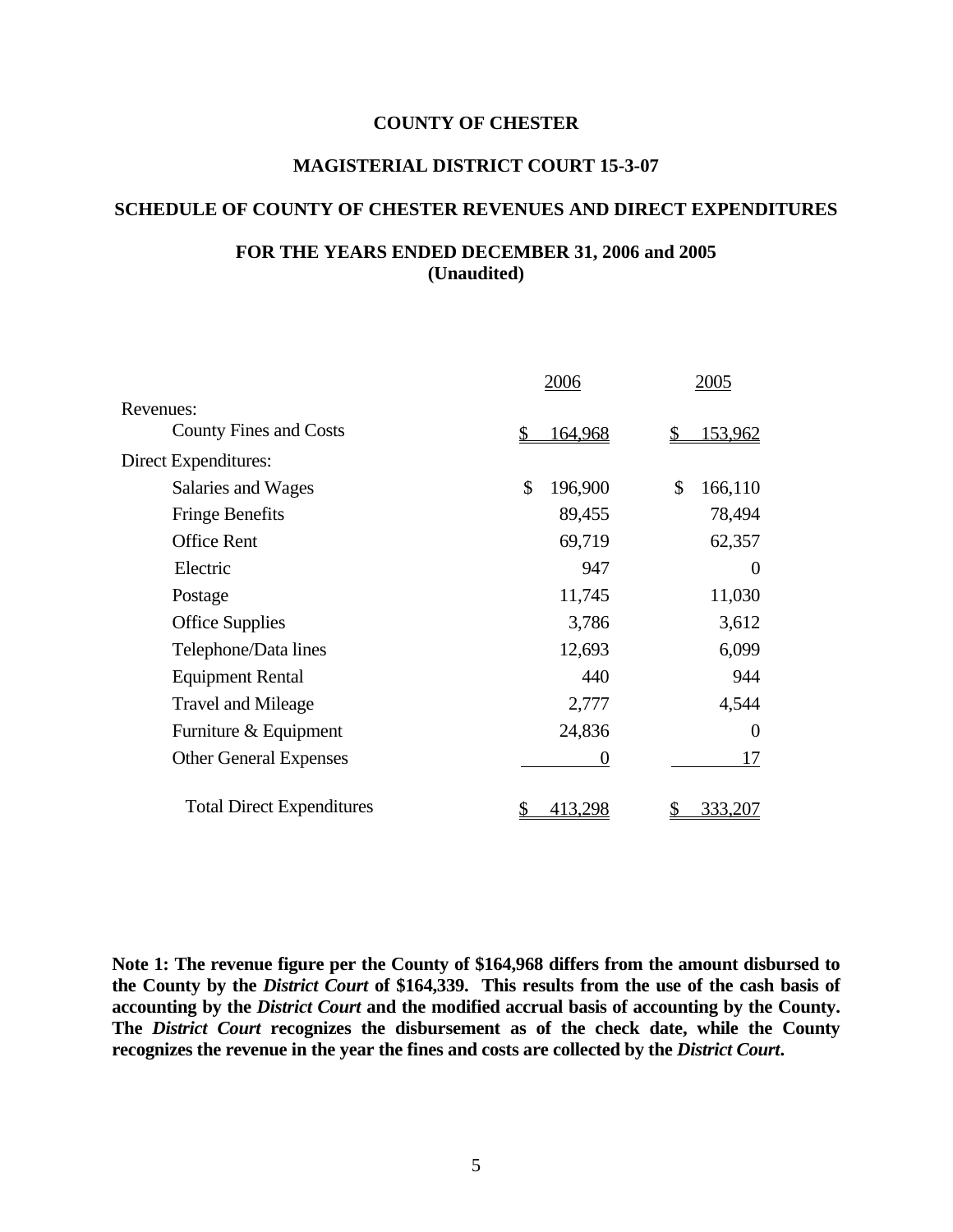**COUNTY OF CHESTER**

**MAGISTERIAL DISTRICT COURT 15-3-07**

**SCHEDULE OF COUNTY OF CHESTER REVENUES AND DIRECT EXPENDITURES**

**FOR THE YEARS ENDED DECEMBER 31, 2006 and 2005**
**(Unaudited)**

| | 2006 | 2005 |
|---|---|---|
| Revenues: | | |
| County Fines and Costs | $ 164,968 | $ 153,962 |
| Direct Expenditures: | | |
| Salaries and Wages | $ 196,900 | $ 166,110 |
| Fringe Benefits | 89,455 | 78,494 |
| Office Rent | 69,719 | 62,357 |
| Electric | 947 | 0 |
| Postage | 11,745 | 11,030 |
| Office Supplies | 3,786 | 3,612 |
| Telephone/Data lines | 12,693 | 6,099 |
| Equipment Rental | 440 | 944 |
| Travel and Mileage | 2,777 | 4,544 |
| Furniture & Equipment | 24,836 | 0 |
| Other General Expenses | 0 | 17 |
| Total Direct Expenditures | $ 413,298 | $ 333,207 |

**Note 1: The revenue figure per the County of $164,968 differs from the amount disbursed to the County by the *District Court* of $164,339. This results from the use of the cash basis of accounting by the *District Court* and the modified accrual basis of accounting by the County. The *District Court* recognizes the disbursement as of the check date, while the County recognizes the revenue in the year the fines and costs are collected by the *District Court*.**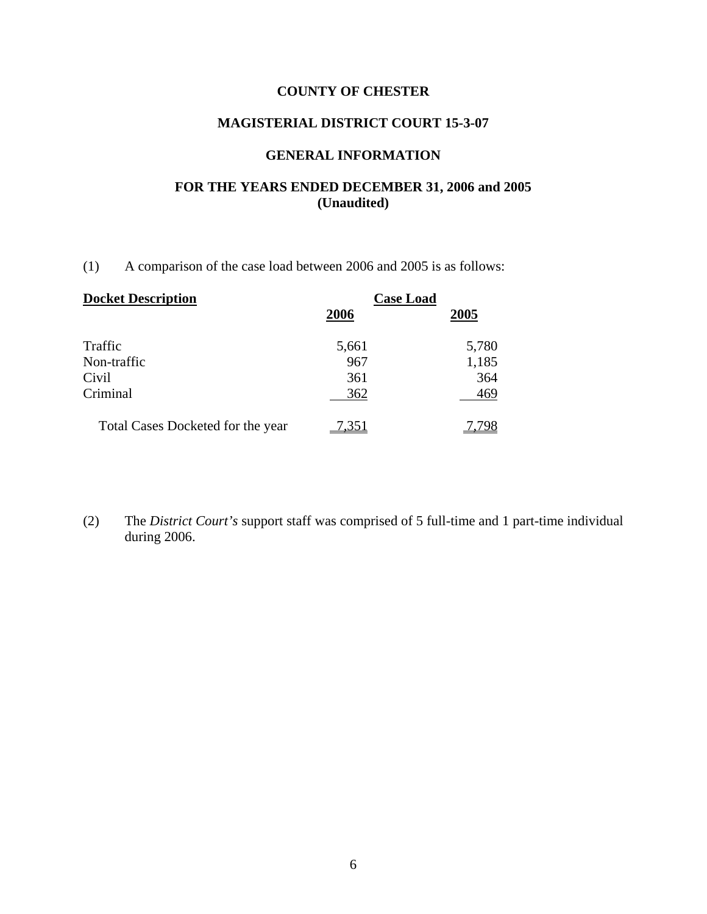**COUNTY OF CHESTER**

**MAGISTERIAL DISTRICT COURT 15-3-07**

**GENERAL INFORMATION**

**FOR THE YEARS ENDED DECEMBER 31, 2006 and 2005**
**(Unaudited)**

(1) A comparison of the case load between 2006 and 2005 is as follows:

| **Docket Description** | **Case Load** | |
|---|---|---|
| | **2006** | **2005** |
| Traffic | 5,661 | 5,780 |
| Non-traffic | 967 | 1,185 |
| Civil | 361 | 364 |
| Criminal | 362 | 469 |
| Total Cases Docketed for the year | 7,351 | 7,798 |

(2) The *District Court's* support staff was comprised of 5 full-time and 1 part-time individual during 2006.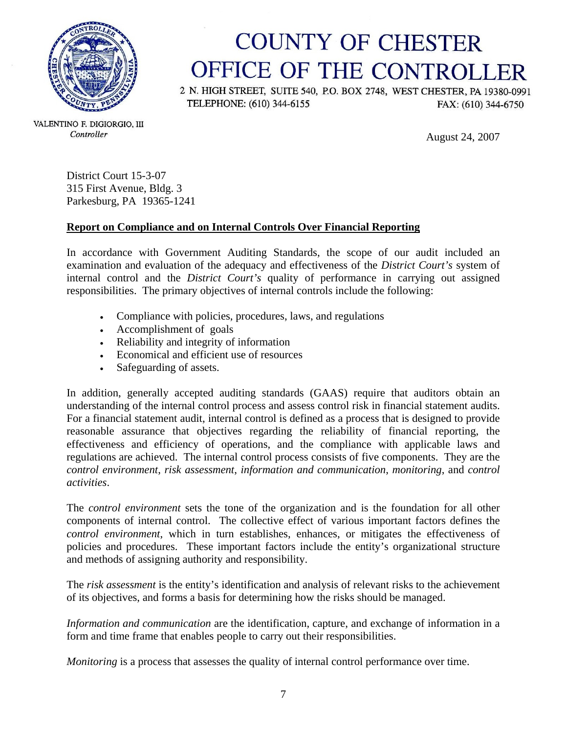# COUNTY OF CHESTER
# OFFICE OF THE CONTROLLER

2 N. HIGH STREET, SUITE 540, P.O. BOX 2748, WEST CHESTER, PA 19380-0991
TELEPHONE: (610) 344-6155 FAX: (610) 344-6750

VALENTINO F. DIGIORGIO, III
*Controller*

August 24, 2007

District Court 15-3-07
315 First Avenue, Bldg. 3
Parkesburg, PA 19365-1241

**Report on Compliance and on Internal Controls Over Financial Reporting**

In accordance with Government Auditing Standards, the scope of our audit included an examination and evaluation of the adequacy and effectiveness of the *District Court's* system of internal control and the *District Court's* quality of performance in carrying out assigned responsibilities. The primary objectives of internal controls include the following:

- Compliance with policies, procedures, laws, and regulations
- Accomplishment of goals
- Reliability and integrity of information
- Economical and efficient use of resources
- Safeguarding of assets.

In addition, generally accepted auditing standards (GAAS) require that auditors obtain an understanding of the internal control process and assess control risk in financial statement audits. For a financial statement audit, internal control is defined as a process that is designed to provide reasonable assurance that objectives regarding the reliability of financial reporting, the effectiveness and efficiency of operations, and the compliance with applicable laws and regulations are achieved. The internal control process consists of five components. They are the *control environment, risk assessment, information and communication*, *monitoring*, and *control activities*.

The *control environment* sets the tone of the organization and is the foundation for all other components of internal control. The collective effect of various important factors defines the *control environment*, which in turn establishes, enhances, or mitigates the effectiveness of policies and procedures. These important factors include the entity's organizational structure and methods of assigning authority and responsibility.

The *risk assessment* is the entity's identification and analysis of relevant risks to the achievement of its objectives, and forms a basis for determining how the risks should be managed.

*Information and communication* are the identification, capture, and exchange of information in a form and time frame that enables people to carry out their responsibilities.

*Monitoring* is a process that assesses the quality of internal control performance over time.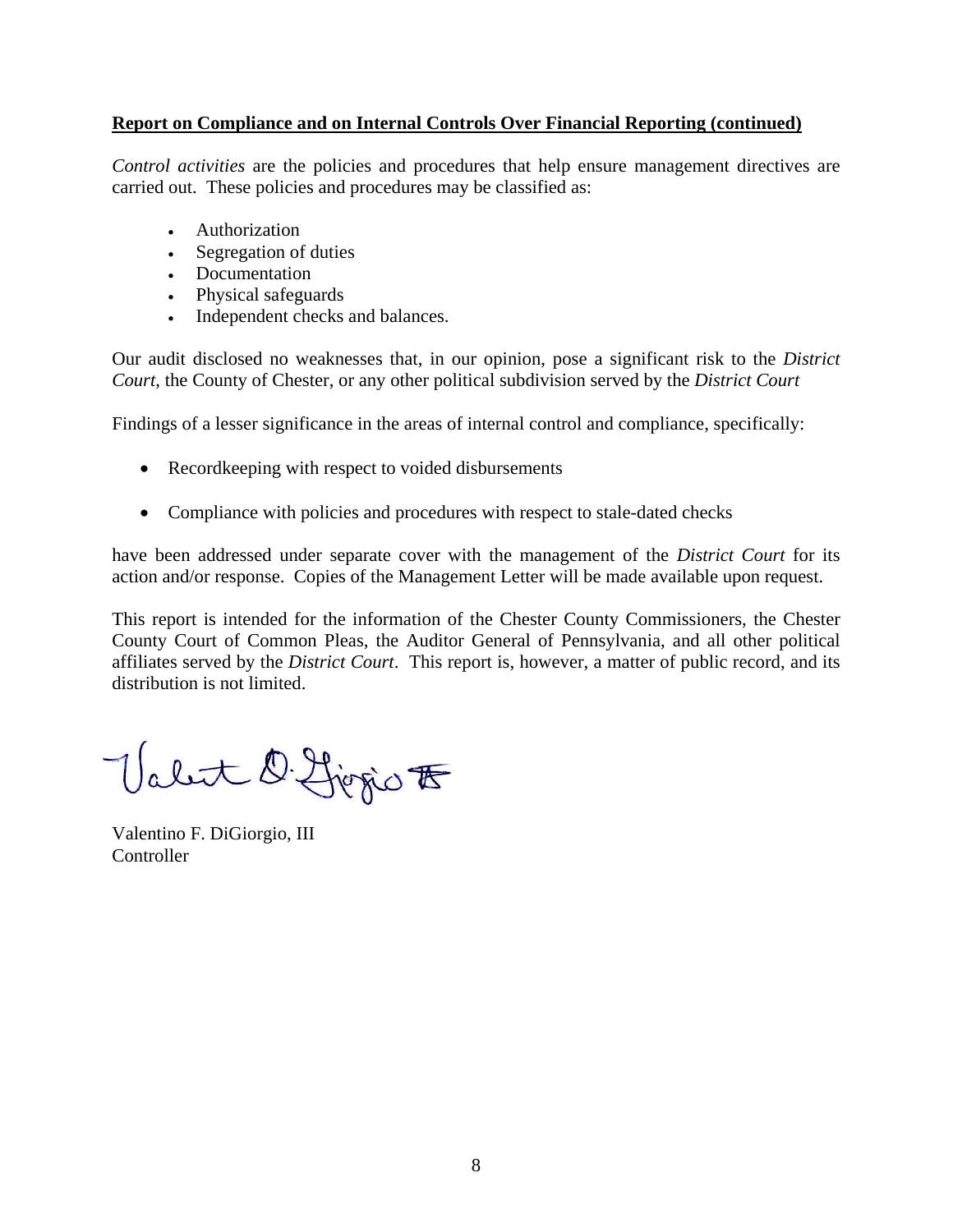**Report on Compliance and on Internal Controls Over Financial Reporting (continued)**

*Control activities* are the policies and procedures that help ensure management directives are carried out. These policies and procedures may be classified as:

- Authorization
- Segregation of duties
- Documentation
- Physical safeguards
- Independent checks and balances.

Our audit disclosed no weaknesses that, in our opinion, pose a significant risk to the *District Court*, the County of Chester, or any other political subdivision served by the *District Court*

Findings of a lesser significance in the areas of internal control and compliance, specifically:

- Recordkeeping with respect to voided disbursements
- Compliance with policies and procedures with respect to stale-dated checks

have been addressed under separate cover with the management of the *District Court* for its action and/or response. Copies of the Management Letter will be made available upon request.

This report is intended for the information of the Chester County Commissioners, the Chester County Court of Common Pleas, the Auditor General of Pennsylvania, and all other political affiliates served by the *District Court*. This report is, however, a matter of public record, and its distribution is not limited.

Valentino F. DiGiorgio, III
Controller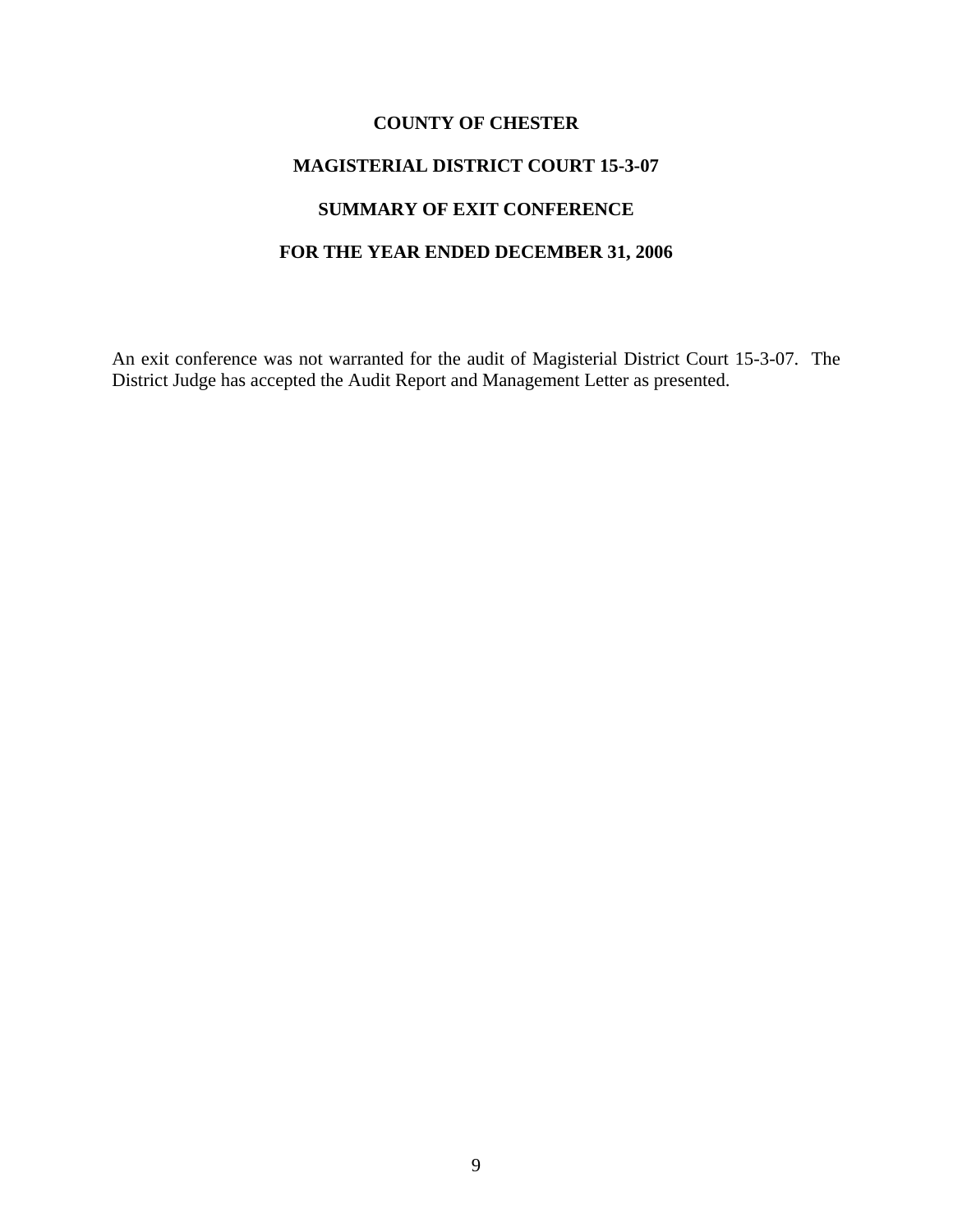**COUNTY OF CHESTER**

**MAGISTERIAL DISTRICT COURT 15-3-07**

**SUMMARY OF EXIT CONFERENCE**

**FOR THE YEAR ENDED DECEMBER 31, 2006**

An exit conference was not warranted for the audit of Magisterial District Court 15-3-07. The District Judge has accepted the Audit Report and Management Letter as presented.